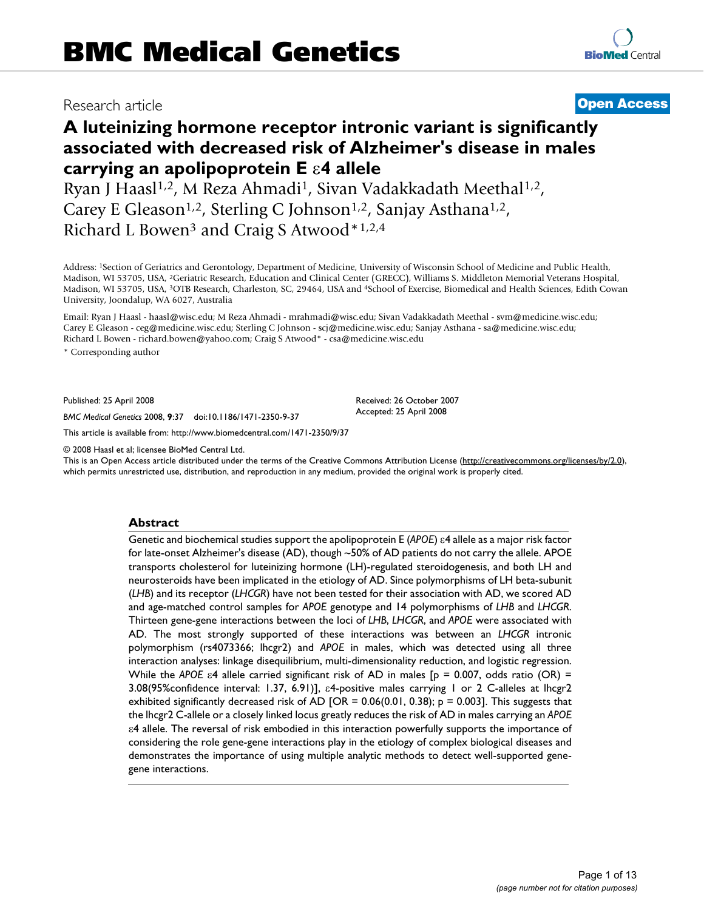# BMC Medical Genetics

Research article

**Open Access**

# A luteinizing hormone receptor intronic variant is significantly associated with decreased risk of Alzheimer's disease in males carrying an apolipoprotein E ε4 allele

Ryan J Haasl[1,2], M Reza Ahmadi[1], Sivan Vadakkadath Meethal[1,2], Carey E Gleason[1,2], Sterling C Johnson[1,2], Sanjay Asthana[1,2], Richard L Bowen[3] and Craig S Atwood*[1,2,4]

Address: [1]Section of Geriatrics and Gerontology, Department of Medicine, University of Wisconsin School of Medicine and Public Health, Madison, WI 53705, USA, [2]Geriatric Research, Education and Clinical Center (GRECC), Williams S. Middleton Memorial Veterans Hospital, Madison, WI 53705, USA, [3]OTB Research, Charleston, SC, 29464, USA and [4]School of Exercise, Biomedical and Health Sciences, Edith Cowan University, Joondalup, WA 6027, Australia

Email: Ryan J Haasl - haasl@wisc.edu; M Reza Ahmadi - mrahmadi@wisc.edu; Sivan Vadakkadath Meethal - svm@medicine.wisc.edu; Carey E Gleason - ceg@medicine.wisc.edu; Sterling C Johnson - scj@medicine.wisc.edu; Sanjay Asthana - sa@medicine.wisc.edu; Richard L Bowen - richard.bowen@yahoo.com; Craig S Atwood* - csa@medicine.wisc.edu

* Corresponding author

Published: 25 April 2008

*BMC Medical Genetics* 2008, **9**:37 doi:10.1186/1471-2350-9-37

Received: 26 October 2007
Accepted: 25 April 2008

This article is available from: http://www.biomedcentral.com/1471-2350/9/37

© 2008 Haasl et al; licensee BioMed Central Ltd.
This is an Open Access article distributed under the terms of the Creative Commons Attribution License (http://creativecommons.org/licenses/by/2.0), which permits unrestricted use, distribution, and reproduction in any medium, provided the original work is properly cited.

## Abstract

Genetic and biochemical studies support the apolipoprotein E (*APOE*) ε4 allele as a major risk factor for late-onset Alzheimer's disease (AD), though ~50% of AD patients do not carry the allele. APOE transports cholesterol for luteinizing hormone (LH)-regulated steroidogenesis, and both LH and neurosteroids have been implicated in the etiology of AD. Since polymorphisms of LH beta-subunit (*LHB*) and its receptor (*LHCGR*) have not been tested for their association with AD, we scored AD and age-matched control samples for *APOE* genotype and 14 polymorphisms of *LHB* and *LHCGR*. Thirteen gene-gene interactions between the loci of *LHB*, *LHCGR*, and *APOE* were associated with AD. The most strongly supported of these interactions was between an *LHCGR* intronic polymorphism (rs4073366; lhcgr2) and *APOE* in males, which was detected using all three interaction analyses: linkage disequilibrium, multi-dimensionality reduction, and logistic regression. While the *APOE* ε4 allele carried significant risk of AD in males [p = 0.007, odds ratio (OR) = 3.08(95%confidence interval: 1.37, 6.91)], ε4-positive males carrying 1 or 2 C-alleles at lhcgr2 exhibited significantly decreased risk of AD [OR = 0.06(0.01, 0.38); p = 0.003]. This suggests that the lhcgr2 C-allele or a closely linked locus greatly reduces the risk of AD in males carrying an *APOE* ε4 allele. The reversal of risk embodied in this interaction powerfully supports the importance of considering the role gene-gene interactions play in the etiology of complex biological diseases and demonstrates the importance of using multiple analytic methods to detect well-supported gene-gene interactions.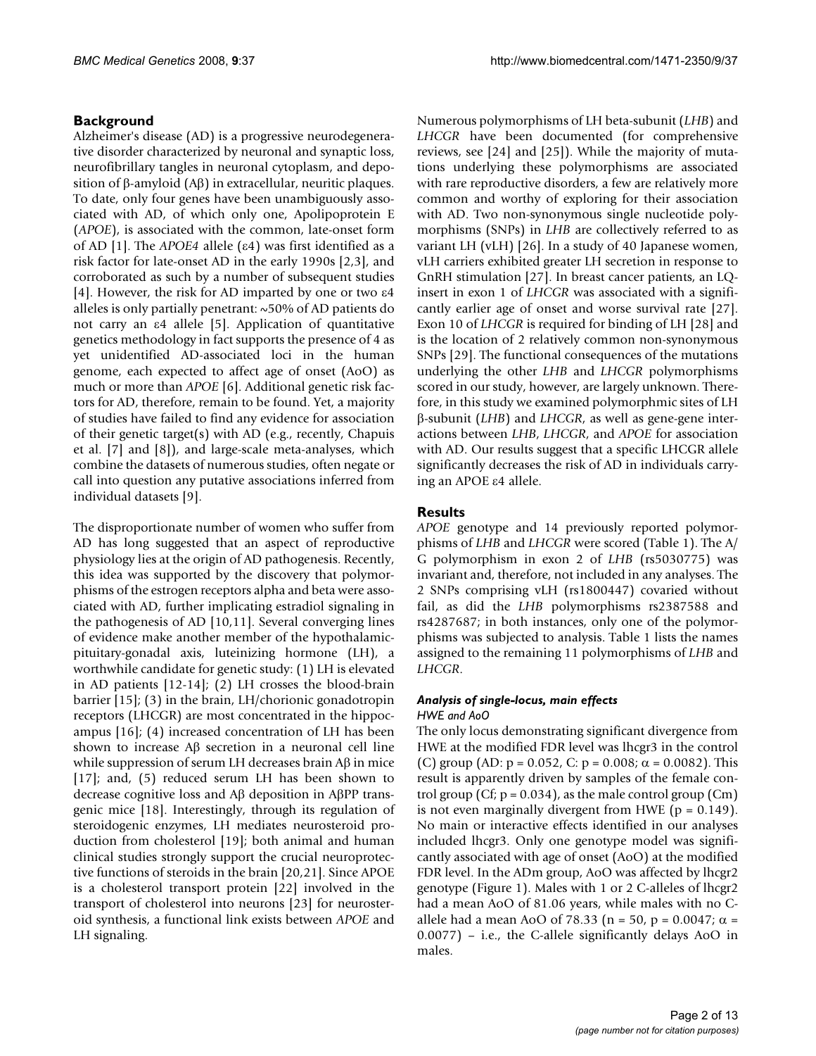## Background

Alzheimer's disease (AD) is a progressive neurodegenerative disorder characterized by neuronal and synaptic loss, neurofibrillary tangles in neuronal cytoplasm, and deposition of β-amyloid (Aβ) in extracellular, neuritic plaques. To date, only four genes have been unambiguously associated with AD, of which only one, Apolipoprotein E (*APOE*), is associated with the common, late-onset form of AD [1]. The *APOE4* allele (ε4) was first identified as a risk factor for late-onset AD in the early 1990s [2,3], and corroborated as such by a number of subsequent studies [4]. However, the risk for AD imparted by one or two ε4 alleles is only partially penetrant: ~50% of AD patients do not carry an ε4 allele [5]. Application of quantitative genetics methodology in fact supports the presence of 4 as yet unidentified AD-associated loci in the human genome, each expected to affect age of onset (AoO) as much or more than *APOE* [6]. Additional genetic risk factors for AD, therefore, remain to be found. Yet, a majority of studies have failed to find any evidence for association of their genetic target(s) with AD (e.g., recently, Chapuis et al. [7] and [8]), and large-scale meta-analyses, which combine the datasets of numerous studies, often negate or call into question any putative associations inferred from individual datasets [9].

The disproportionate number of women who suffer from AD has long suggested that an aspect of reproductive physiology lies at the origin of AD pathogenesis. Recently, this idea was supported by the discovery that polymorphisms of the estrogen receptors alpha and beta were associated with AD, further implicating estradiol signaling in the pathogenesis of AD [10,11]. Several converging lines of evidence make another member of the hypothalamic-pituitary-gonadal axis, luteinizing hormone (LH), a worthwhile candidate for genetic study: (1) LH is elevated in AD patients [12-14]; (2) LH crosses the blood-brain barrier [15]; (3) in the brain, LH/chorionic gonadotropin receptors (LHCGR) are most concentrated in the hippocampus [16]; (4) increased concentration of LH has been shown to increase Aβ secretion in a neuronal cell line while suppression of serum LH decreases brain Aβ in mice [17]; and, (5) reduced serum LH has been shown to decrease cognitive loss and Aβ deposition in AβPP transgenic mice [18]. Interestingly, through its regulation of steroidogenic enzymes, LH mediates neurosteroid production from cholesterol [19]; both animal and human clinical studies strongly support the crucial neuroprotective functions of steroids in the brain [20,21]. Since APOE is a cholesterol transport protein [22] involved in the transport of cholesterol into neurons [23] for neurosteroid synthesis, a functional link exists between *APOE* and LH signaling.

Numerous polymorphisms of LH beta-subunit (*LHB*) and *LHCGR* have been documented (for comprehensive reviews, see [24] and [25]). While the majority of mutations underlying these polymorphisms are associated with rare reproductive disorders, a few are relatively more common and worthy of exploring for their association with AD. Two non-synonymous single nucleotide polymorphisms (SNPs) in *LHB* are collectively referred to as variant LH (vLH) [26]. In a study of 40 Japanese women, vLH carriers exhibited greater LH secretion in response to GnRH stimulation [27]. In breast cancer patients, an LQ-insert in exon 1 of *LHCGR* was associated with a significantly earlier age of onset and worse survival rate [27]. Exon 10 of *LHCGR* is required for binding of LH [28] and is the location of 2 relatively common non-synonymous SNPs [29]. The functional consequences of the mutations underlying the other *LHB* and *LHCGR* polymorphisms scored in our study, however, are largely unknown. Therefore, in this study we examined polymorphmic sites of LH β-subunit (*LHB*) and *LHCGR*, as well as gene-gene interactions between *LHB*, *LHCGR*, and *APOE* for association with AD. Our results suggest that a specific LHCGR allele significantly decreases the risk of AD in individuals carrying an APOE ε4 allele.

## Results

*APOE* genotype and 14 previously reported polymorphisms of *LHB* and *LHCGR* were scored (Table 1). The A/G polymorphism in exon 2 of *LHB* (rs5030775) was invariant and, therefore, not included in any analyses. The 2 SNPs comprising vLH (rs1800447) covaried without fail, as did the *LHB* polymorphisms rs2387588 and rs4287687; in both instances, only one of the polymorphisms was subjected to analysis. Table 1 lists the names assigned to the remaining 11 polymorphisms of *LHB* and *LHCGR*.

### *Analysis of single-locus, main effects*

#### *HWE and AoO*

The only locus demonstrating significant divergence from HWE at the modified FDR level was lhcgr3 in the control (C) group (AD: $p = 0.052$, C: $p = 0.008$; $\alpha = 0.0082$). This result is apparently driven by samples of the female control group (Cf; $p = 0.034$), as the male control group (Cm) is not even marginally divergent from HWE ($p = 0.149$). No main or interactive effects identified in our analyses included lhcgr3. Only one genotype model was significantly associated with age of onset (AoO) at the modified FDR level. In the ADm group, AoO was affected by lhcgr2 genotype (Figure 1). Males with 1 or 2 C-alleles of lhcgr2 had a mean AoO of 81.06 years, while males with no C-allele had a mean AoO of 78.33 ($n = 50$, $p = 0.0047$; $\alpha = 0.0077$) – i.e., the C-allele significantly delays AoO in males.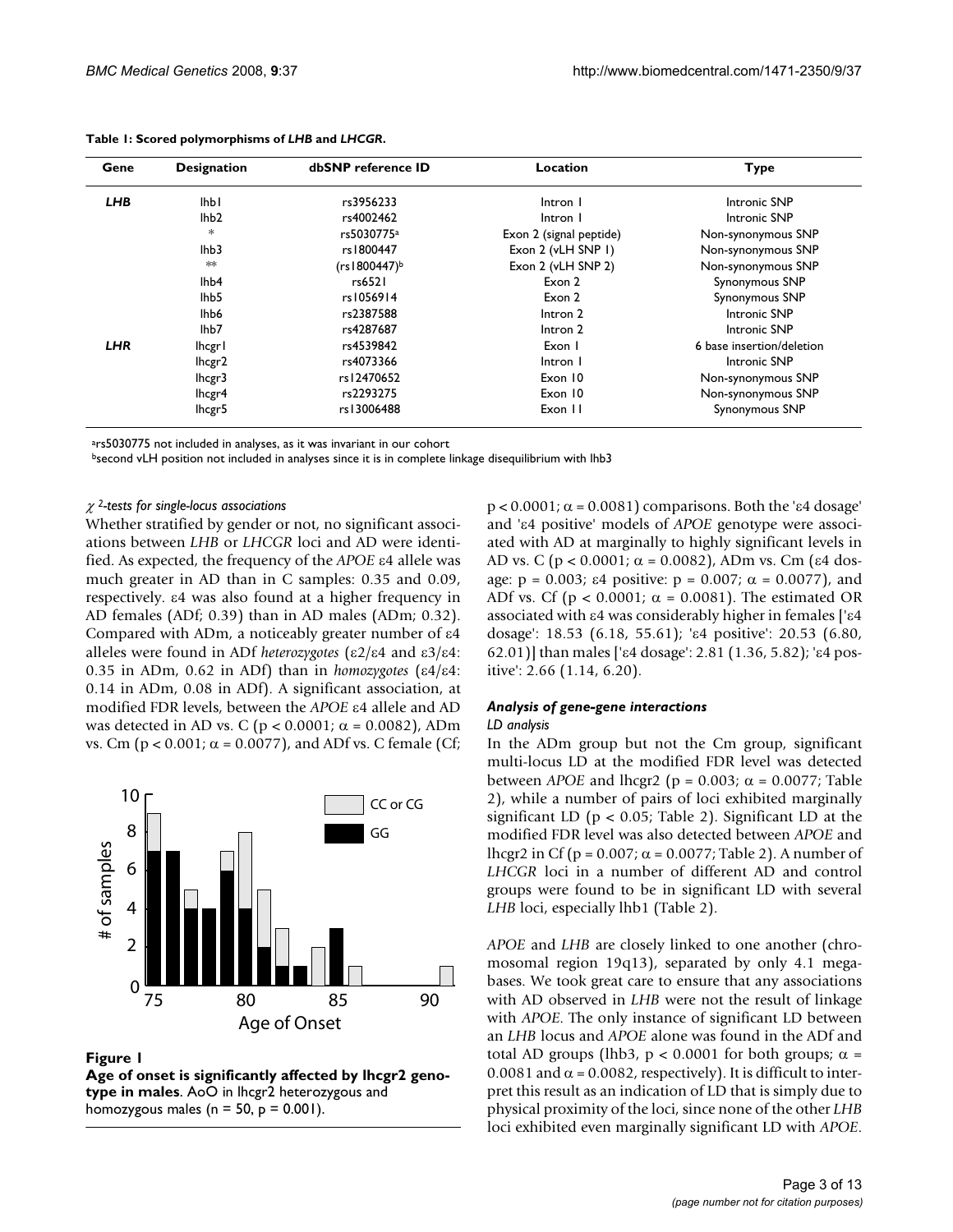**Table 1: Scored polymorphisms of *LHB* and *LHCGR*.**

| Gene | Designation | dbSNP reference ID | Location | Type |
|---|---|---|---|---|
| ***LHB*** | lhb1 | rs3956233 | Intron 1 | Intronic SNP |
| | lhb2 | rs4002462 | Intron 1 | Intronic SNP |
| | * | rs5030775[a] | Exon 2 (signal peptide) | Non-synonymous SNP |
| | lhb3 | rs1800447 | Exon 2 (vLH SNP 1) | Non-synonymous SNP |
| | ** | (rs1800447)[b] | Exon 2 (vLH SNP 2) | Non-synonymous SNP |
| | lhb4 | rs6521 | Exon 2 | Synonymous SNP |
| | lhb5 | rs1056914 | Exon 2 | Synonymous SNP |
| | lhb6 | rs2387588 | Intron 2 | Intronic SNP |
| | lhb7 | rs4287687 | Intron 2 | Intronic SNP |
| ***LHR*** | lhcgr1 | rs4539842 | Exon 1 | 6 base insertion/deletion |
| | lhcgr2 | rs4073366 | Intron 1 | Intronic SNP |
| | lhcgr3 | rs12470652 | Exon 10 | Non-synonymous SNP |
| | lhcgr4 | rs2293275 | Exon 10 | Non-synonymous SNP |
| | lhcgr5 | rs13006488 | Exon 11 | Synonymous SNP |

[a]rs5030775 not included in analyses, as it was invariant in our cohort
[b]second vLH position not included in analyses since it is in complete linkage disequilibrium with lhb3

*$\chi^2$-tests for single-locus associations*

Whether stratified by gender or not, no significant associations between *LHB* or *LHCGR* loci and AD were identified. As expected, the frequency of the *APOE* ε4 allele was much greater in AD than in C samples: 0.35 and 0.09, respectively. ε4 was also found at a higher frequency in AD females (ADf; 0.39) than in AD males (ADm; 0.32). Compared with ADm, a noticeably greater number of ε4 alleles were found in ADf *heterozygotes* (ε2/ε4 and ε3/ε4: 0.35 in ADm, 0.62 in ADf) than in *homozygotes* (ε4/ε4: 0.14 in ADm, 0.08 in ADf). A significant association, at modified FDR levels, between the *APOE* ε4 allele and AD was detected in AD vs. C ($p < 0.0001$; $\alpha = 0.0082$), ADm vs. Cm ($p < 0.001$; $\alpha = 0.0077$), and ADf vs. C female (Cf; $p < 0.0001$; $\alpha = 0.0081$) comparisons. Both the 'ε4 dosage' and 'ε4 positive' models of *APOE* genotype were associated with AD at marginally to highly significant levels in AD vs. C ($p < 0.0001$; $\alpha = 0.0082$), ADm vs. Cm (ε4 dosage: $p = 0.003$; ε4 positive: $p = 0.007$; $\alpha = 0.0077$), and ADf vs. Cf ($p < 0.0001$; $\alpha = 0.0081$). The estimated OR associated with ε4 was considerably higher in females ['ε4 dosage': 18.53 (6.18, 55.61); 'ε4 positive': 20.53 (6.80, 62.01)] than males ['ε4 dosage': 2.81 (1.36, 5.82); 'ε4 positive': 2.66 (1.14, 6.20).

**Figure 1**
**Age of onset is significantly affected by lhcgr2 genotype in males**. AoO in lhcgr2 heterozygous and homozygous males ($n = 50$, $p = 0.001$).

### Analysis of gene-gene interactions

*LD analysis*

In the ADm group but not the Cm group, significant multi-locus LD at the modified FDR level was detected between *APOE* and lhcgr2 ($p = 0.003$; $\alpha = 0.0077$; Table 2), while a number of pairs of loci exhibited marginally significant LD ($p < 0.05$; Table 2). Significant LD at the modified FDR level was also detected between *APOE* and lhcgr2 in Cf ($p = 0.007$; $\alpha = 0.0077$; Table 2). A number of *LHCGR* loci in a number of different AD and control groups were found to be in significant LD with several *LHB* loci, especially lhb1 (Table 2).

*APOE* and *LHB* are closely linked to one another (chromosomal region 19q13), separated by only 4.1 megabases. We took great care to ensure that any associations with AD observed in *LHB* were not the result of linkage with *APOE*. The only instance of significant LD between an *LHB* locus and *APOE* alone was found in the ADf and total AD groups (lhb3, $p < 0.0001$ for both groups; $\alpha = 0.0081$ and $\alpha = 0.0082$, respectively). It is difficult to interpret this result as an indication of LD that is simply due to physical proximity of the loci, since none of the other *LHB* loci exhibited even marginally significant LD with *APOE*.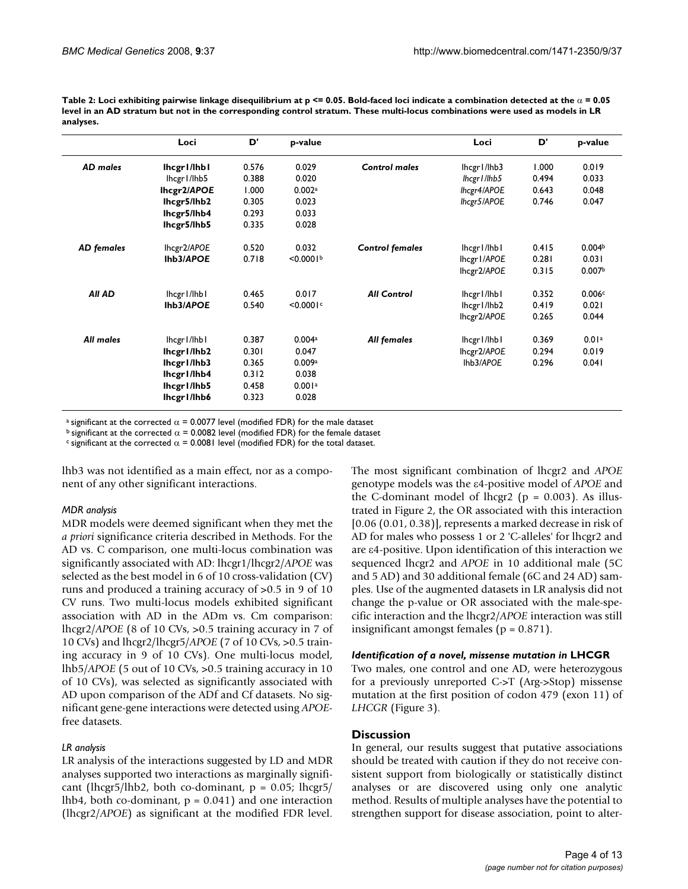**Table 2: Loci exhibiting pairwise linkage disequilibrium at p <= 0.05. Bold-faced loci indicate a combination detected at the $\alpha = 0.05$ level in an AD stratum but not in the corresponding control stratum. These multi-locus combinations were used as models in LR analyses.**

| | Loci | D' | p-value | | Loci | D' | p-value |
|---|---|---|---|---|---|---|---|
| *AD males* | **lhcgr1/lhb1** | 0.576 | 0.029 | *Control males* | lhcgr1/lhb3 | 1.000 | 0.019 |
| | lhcgr1/lhb5 | 0.388 | 0.020 | | lhcgr1/lhb5 | 0.494 | 0.033 |
| | **lhcgr2/*APOE*** | 1.000 | 0.002[a] | | lhcgr4/*APOE* | 0.643 | 0.048 |
| | **lhcgr5/lhb2** | 0.305 | 0.023 | | lhcgr5/*APOE* | 0.746 | 0.047 |
| | **lhcgr5/lhb4** | 0.293 | 0.033 | | | | |
| | **lhcgr5/lhb5** | 0.335 | 0.028 | | | | |
| *AD females* | lhcgr2/*APOE* | 0.520 | 0.032 | *Control females* | lhcgr1/lhb1 | 0.415 | 0.004[b] |
| | **lhb3/*APOE*** | 0.718 | <0.0001[b] | | lhcgr1/*APOE* | 0.281 | 0.031 |
| | | | | | lhcgr2/*APOE* | 0.315 | 0.007[b] |
| *All AD* | lhcgr1/lhb1 | 0.465 | 0.017 | *All Control* | lhcgr1/lhb1 | 0.352 | 0.006[c] |
| | **lhb3/*APOE*** | 0.540 | <0.0001[c] | | lhcgr1/lhb2 | 0.419 | 0.021 |
| | | | | | lhcgr2/*APOE* | 0.265 | 0.044 |
| *All males* | lhcgr1/lhb1 | 0.387 | 0.004[a] | *All females* | lhcgr1/lhb1 | 0.369 | 0.01[a] |
| | **lhcgr1/lhb2** | 0.301 | 0.047 | | lhcgr2/*APOE* | 0.294 | 0.019 |
| | **lhcgr1/lhb3** | 0.365 | 0.009[a] | | lhb3/*APOE* | 0.296 | 0.041 |
| | **lhcgr1/lhb4** | 0.312 | 0.038 | | | | |
| | **lhcgr1/lhb5** | 0.458 | 0.001[a] | | | | |
| | **lhcgr1/lhb6** | 0.323 | 0.028 | | | | |

[a] significant at the corrected $\alpha = 0.0077$ level (modified FDR) for the male dataset
[b] significant at the corrected $\alpha = 0.0082$ level (modified FDR) for the female dataset
[c] significant at the corrected $\alpha = 0.0081$ level (modified FDR) for the total dataset.

lhb3 was not identified as a main effect, nor as a component of any other significant interactions.

### *MDR analysis*

MDR models were deemed significant when they met the *a priori* significance criteria described in Methods. For the AD vs. C comparison, one multi-locus combination was significantly associated with AD: lhcgr1/lhcgr2/*APOE* was selected as the best model in 6 of 10 cross-validation (CV) runs and produced a training accuracy of >0.5 in 9 of 10 CV runs. Two multi-locus models exhibited significant association with AD in the ADm vs. Cm comparison: lhcgr2/*APOE* (8 of 10 CVs, >0.5 training accuracy in 7 of 10 CVs) and lhcgr2/lhcgr5/*APOE* (7 of 10 CVs, >0.5 training accuracy in 9 of 10 CVs). One multi-locus model, lhb5/*APOE* (5 out of 10 CVs, >0.5 training accuracy in 10 of 10 CVs), was selected as significantly associated with AD upon comparison of the ADf and Cf datasets. No significant gene-gene interactions were detected using *APOE*-free datasets.

### *LR analysis*

LR analysis of the interactions suggested by LD and MDR analyses supported two interactions as marginally significant (lhcgr5/lhb2, both co-dominant, p = 0.05; lhcgr5/lhb4, both co-dominant, p = 0.041) and one interaction (lhcgr2/*APOE*) as significant at the modified FDR level. The most significant combination of lhcgr2 and *APOE* genotype models was the ε4-positive model of *APOE* and the C-dominant model of lhcgr2 (p = 0.003). As illustrated in Figure 2, the OR associated with this interaction [0.06 (0.01, 0.38)], represents a marked decrease in risk of AD for males who possess 1 or 2 'C-alleles' for lhcgr2 and are ε4-positive. Upon identification of this interaction we sequenced lhcgr2 and *APOE* in 10 additional male (5C and 5 AD) and 30 additional female (6C and 24 AD) samples. Use of the augmented datasets in LR analysis did not change the p-value or OR associated with the male-specific interaction and the lhcgr2/*APOE* interaction was still insignificant amongst females (p = 0.871).

### *Identification of a novel, missense mutation in* LHCGR

Two males, one control and one AD, were heterozygous for a previously unreported C->T (Arg->Stop) missense mutation at the first position of codon 479 (exon 11) of *LHCGR* (Figure 3).

## Discussion

In general, our results suggest that putative associations should be treated with caution if they do not receive consistent support from biologically or statistically distinct analyses or are discovered using only one analytic method. Results of multiple analyses have the potential to strengthen support for disease association, point to alter-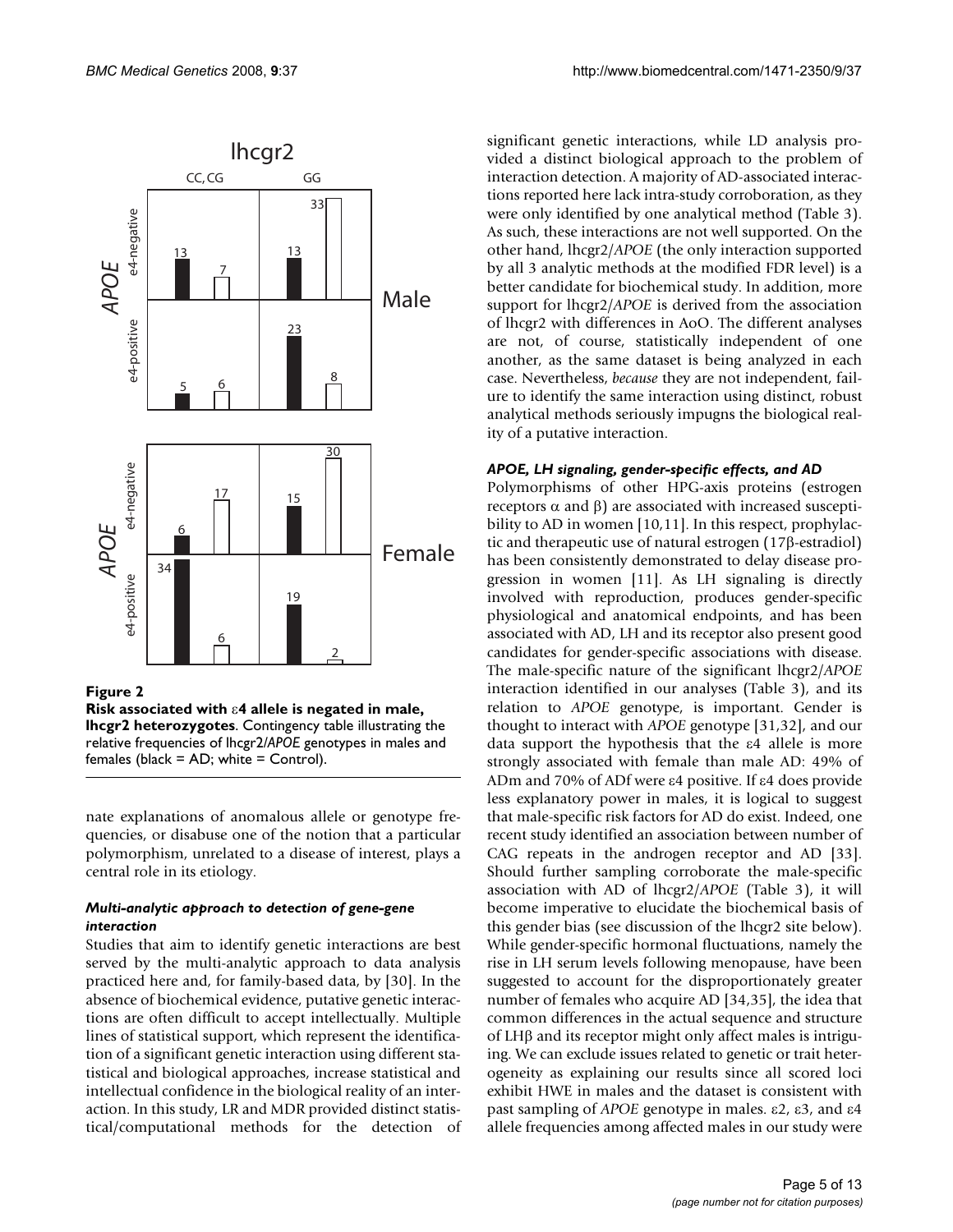**Figure 2**

**Risk associated with ε4 allele is negated in male, lhcgr2 heterozygotes**. Contingency table illustrating the relative frequencies of lhcgr2/*APOE* genotypes in males and females (black = AD; white = Control).

nate explanations of anomalous allele or genotype frequencies, or disabuse one of the notion that a particular polymorphism, unrelated to a disease of interest, plays a central role in its etiology.

### *Multi-analytic approach to detection of gene-gene interaction*

Studies that aim to identify genetic interactions are best served by the multi-analytic approach to data analysis practiced here and, for family-based data, by [30]. In the absence of biochemical evidence, putative genetic interactions are often difficult to accept intellectually. Multiple lines of statistical support, which represent the identification of a significant genetic interaction using different statistical and biological approaches, increase statistical and intellectual confidence in the biological reality of an interaction. In this study, LR and MDR provided distinct statistical/computational methods for the detection of significant genetic interactions, while LD analysis provided a distinct biological approach to the problem of interaction detection. A majority of AD-associated interactions reported here lack intra-study corroboration, as they were only identified by one analytical method (Table 3). As such, these interactions are not well supported. On the other hand, lhcgr2/*APOE* (the only interaction supported by all 3 analytic methods at the modified FDR level) is a better candidate for biochemical study. In addition, more support for lhcgr2/*APOE* is derived from the association of lhcgr2 with differences in AoO. The different analyses are not, of course, statistically independent of one another, as the same dataset is being analyzed in each case. Nevertheless, *because* they are not independent, failure to identify the same interaction using distinct, robust analytical methods seriously impugns the biological reality of a putative interaction.

### *APOE, LH signaling, gender-specific effects, and AD*

Polymorphisms of other HPG-axis proteins (estrogen receptors α and β) are associated with increased susceptibility to AD in women [10,11]. In this respect, prophylactic and therapeutic use of natural estrogen (17β-estradiol) has been consistently demonstrated to delay disease progression in women [11]. As LH signaling is directly involved with reproduction, produces gender-specific physiological and anatomical endpoints, and has been associated with AD, LH and its receptor also present good candidates for gender-specific associations with disease. The male-specific nature of the significant lhcgr2/*APOE* interaction identified in our analyses (Table 3), and its relation to *APOE* genotype, is important. Gender is thought to interact with *APOE* genotype [31,32], and our data support the hypothesis that the ε4 allele is more strongly associated with female than male AD: 49% of ADm and 70% of ADf were ε4 positive. If ε4 does provide less explanatory power in males, it is logical to suggest that male-specific risk factors for AD do exist. Indeed, one recent study identified an association between number of CAG repeats in the androgen receptor and AD [33]. Should further sampling corroborate the male-specific association with AD of lhcgr2/*APOE* (Table 3), it will become imperative to elucidate the biochemical basis of this gender bias (see discussion of the lhcgr2 site below). While gender-specific hormonal fluctuations, namely the rise in LH serum levels following menopause, have been suggested to account for the disproportionately greater number of females who acquire AD [34,35], the idea that common differences in the actual sequence and structure of LHβ and its receptor might only affect males is intriguing. We can exclude issues related to genetic or trait heterogeneity as explaining our results since all scored loci exhibit HWE in males and the dataset is consistent with past sampling of *APOE* genotype in males. ε2, ε3, and ε4 allele frequencies among affected males in our study were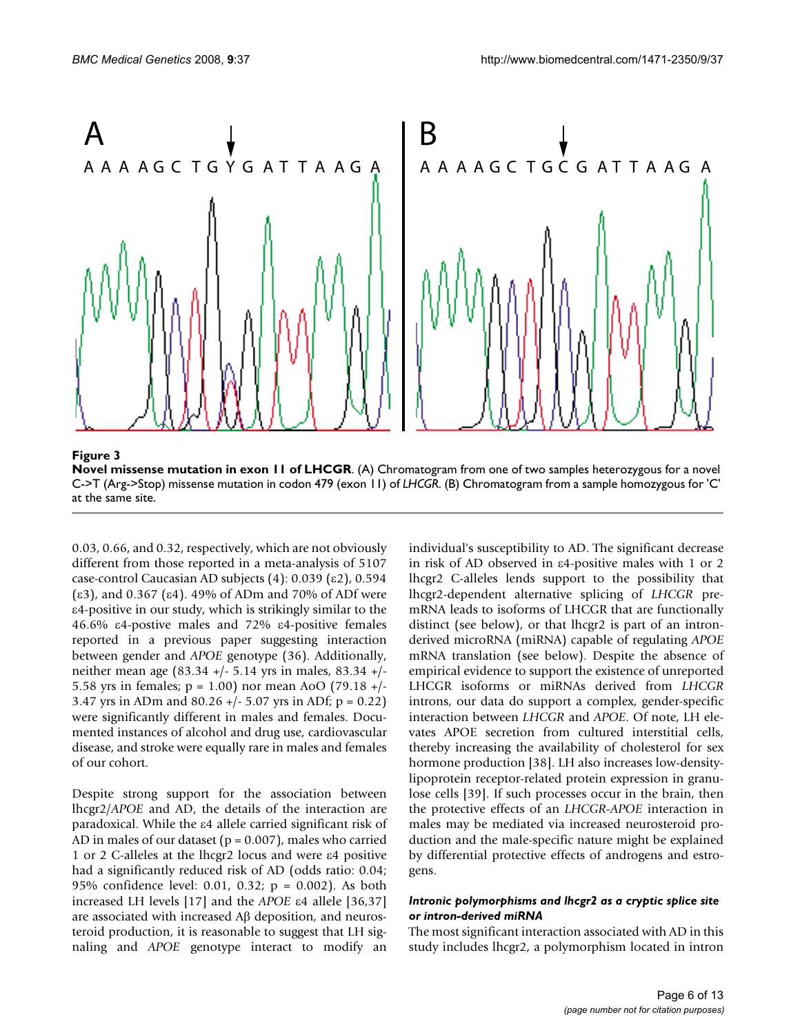**Figure 3**

**Novel missense mutation in exon 11 of LHCGR**. (A) Chromatogram from one of two samples heterozygous for a novel C->T (Arg->Stop) missense mutation in codon 479 (exon 11) of *LHCGR*. (B) Chromatogram from a sample homozygous for 'C' at the same site.

0.03, 0.66, and 0.32, respectively, which are not obviously different from those reported in a meta-analysis of 5107 case-control Caucasian AD subjects (4): 0.039 (ε2), 0.594 (ε3), and 0.367 (ε4). 49% of ADm and 70% of ADf were ε4-positive in our study, which is strikingly similar to the 46.6% ε4-postive males and 72% ε4-positive females reported in a previous paper suggesting interaction between gender and *APOE* genotype (36). Additionally, neither mean age (83.34 +/- 5.14 yrs in males, 83.34 +/- 5.58 yrs in females; p = 1.00) nor mean AoO (79.18 +/- 3.47 yrs in ADm and 80.26 +/- 5.07 yrs in ADf; p = 0.22) were significantly different in males and females. Documented instances of alcohol and drug use, cardiovascular disease, and stroke were equally rare in males and females of our cohort.

Despite strong support for the association between lhcgr2/*APOE* and AD, the details of the interaction are paradoxical. While the ε4 allele carried significant risk of AD in males of our dataset (p = 0.007), males who carried 1 or 2 C-alleles at the lhcgr2 locus and were ε4 positive had a significantly reduced risk of AD (odds ratio: 0.04; 95% confidence level: 0.01, 0.32; p = 0.002). As both increased LH levels [17] and the *APOE* ε4 allele [36,37] are associated with increased Aβ deposition, and neurosteroid production, it is reasonable to suggest that LH signaling and *APOE* genotype interact to modify an individual's susceptibility to AD. The significant decrease in risk of AD observed in ε4-positive males with 1 or 2 lhcgr2 C-alleles lends support to the possibility that lhcgr2-dependent alternative splicing of *LHCGR* pre-mRNA leads to isoforms of LHCGR that are functionally distinct (see below), or that lhcgr2 is part of an intron-derived microRNA (miRNA) capable of regulating *APOE* mRNA translation (see below). Despite the absence of empirical evidence to support the existence of unreported LHCGR isoforms or miRNAs derived from *LHCGR* introns, our data do support a complex, gender-specific interaction between *LHCGR* and *APOE*. Of note, LH elevates APOE secretion from cultured interstitial cells, thereby increasing the availability of cholesterol for sex hormone production [38]. LH also increases low-density-lipoprotein receptor-related protein expression in granulose cells [39]. If such processes occur in the brain, then the protective effects of an *LHCGR-APOE* interaction in males may be mediated via increased neurosteroid production and the male-specific nature might be explained by differential protective effects of androgens and estrogens.

### *Intronic polymorphisms and lhcgr2 as a cryptic splice site or intron-derived miRNA*

The most significant interaction associated with AD in this study includes lhcgr2, a polymorphism located in intron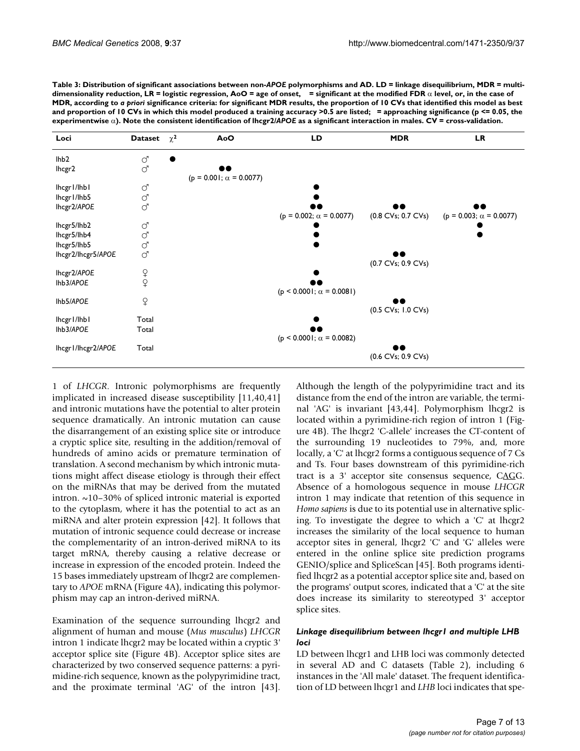**Table 3: Distribution of significant associations between non-*APOE* polymorphisms and AD. LD = linkage disequilibrium, MDR = multi-dimensionality reduction, LR = logistic regression, AoO = age of onset, ●● = significant at the modified FDR α level, or, in the case of MDR, according to *a priori* significance criteria: for significant MDR results, the proportion of 10 CVs that identified this model as best and proportion of 10 CVs in which this model produced a training accuracy >0.5 are listed; ● = approaching significance (p <= 0.05, the experimentwise α). Note the consistent identification of lhcgr2/*APOE* as a significant interaction in males. CV = cross-validation.**

| Loci | Dataset | $\chi^2$ | AoO | LD | MDR | LR |
|---|---|---|---|---|---|---|
| lhb2 | ♂ | ● | | | | |
| lhcgr2 | ♂ | | ●● ($p = 0.001$; $\alpha = 0.0077$) | | | |
| lhcgr1/lhb1 | ♂ | | | ● | | |
| lhcgr1/lhb5 | ♂ | | | ● | | |
| lhcgr2/*APOE* | ♂ | | | ●● ($p = 0.002$; $\alpha = 0.0077$) | ●● (0.8 CVs; 0.7 CVs) | ●● ($p = 0.003$; $\alpha = 0.0077$) |
| lhcgr5/lhb2 | ♂ | | | ● | | ● |
| lhcgr5/lhb4 | ♂ | | | ● | | ● |
| lhcgr5/lhb5 | ♂ | | | ● | | |
| lhcgr2/lhcgr5/*APOE* | ♂ | | | | ●● (0.7 CVs; 0.9 CVs) | |
| lhcgr2/*APOE* | ♀ | | | ● | | |
| lhb3/*APOE* | ♀ | | | ●● ($p < 0.0001$; $\alpha = 0.0081$) | | |
| lhb5/*APOE* | ♀ | | | | ●● (0.5 CVs; 1.0 CVs) | |
| lhcgr1/lhb1 | Total | | | ● | | |
| lhb3/*APOE* | Total | | | ●● ($p < 0.0001$; $\alpha = 0.0082$) | | |
| lhcgr1/lhcgr2/*APOE* | Total | | | | ●● (0.6 CVs; 0.9 CVs) | |

1 of *LHCGR*. Intronic polymorphisms are frequently implicated in increased disease susceptibility [11,40,41] and intronic mutations have the potential to alter protein sequence dramatically. An intronic mutation can cause the disarrangement of an existing splice site or introduce a cryptic splice site, resulting in the addition/removal of hundreds of amino acids or premature termination of translation. A second mechanism by which intronic mutations might affect disease etiology is through their effect on the miRNAs that may be derived from the mutated intron. ~10–30% of spliced intronic material is exported to the cytoplasm, where it has the potential to act as an miRNA and alter protein expression [42]. It follows that mutation of intronic sequence could decrease or increase the complementarity of an intron-derived miRNA to its target mRNA, thereby causing a relative decrease or increase in expression of the encoded protein. Indeed the 15 bases immediately upstream of lhcgr2 are complementary to *APOE* mRNA (Figure 4A), indicating this polymorphism may cap an intron-derived miRNA.

Examination of the sequence surrounding lhcgr2 and alignment of human and mouse (*Mus musculus*) *LHCGR* intron 1 indicate lhcgr2 may be located within a cryptic 3' acceptor splice site (Figure 4B). Acceptor splice sites are characterized by two conserved sequence patterns: a pyrimidine-rich sequence, known as the polypyrimidine tract, and the proximate terminal 'AG' of the intron [43]. Although the length of the polypyrimidine tract and its distance from the end of the intron are variable, the terminal 'AG' is invariant [43,44]. Polymorphism lhcgr2 is located within a pyrimidine-rich region of intron 1 (Figure 4B). The lhcgr2 'C-allele' increases the CT-content of the surrounding 19 nucleotides to 79%, and, more locally, a 'C' at lhcgr2 forms a contiguous sequence of 7 Cs and Ts. Four bases downstream of this pyrimidine-rich tract is a 3' acceptor site consensus sequence, CAGG. Absence of a homologous sequence in mouse *LHCGR* intron 1 may indicate that retention of this sequence in *Homo sapiens* is due to its potential use in alternative splicing. To investigate the degree to which a 'C' at lhcgr2 increases the similarity of the local sequence to human acceptor sites in general, lhcgr2 'C' and 'G' alleles were entered in the online splice site prediction programs GENIO/splice and SpliceScan [45]. Both programs identified lhcgr2 as a potential acceptor splice site and, based on the programs' output scores, indicated that a 'C' at the site does increase its similarity to stereotyped 3' acceptor splice sites.

### *Linkage disequilibrium between lhcgr1 and multiple LHB loci*

LD between lhcgr1 and LHB loci was commonly detected in several AD and C datasets (Table 2), including 6 instances in the 'All male' dataset. The frequent identification of LD between lhcgr1 and *LHB* loci indicates that spe-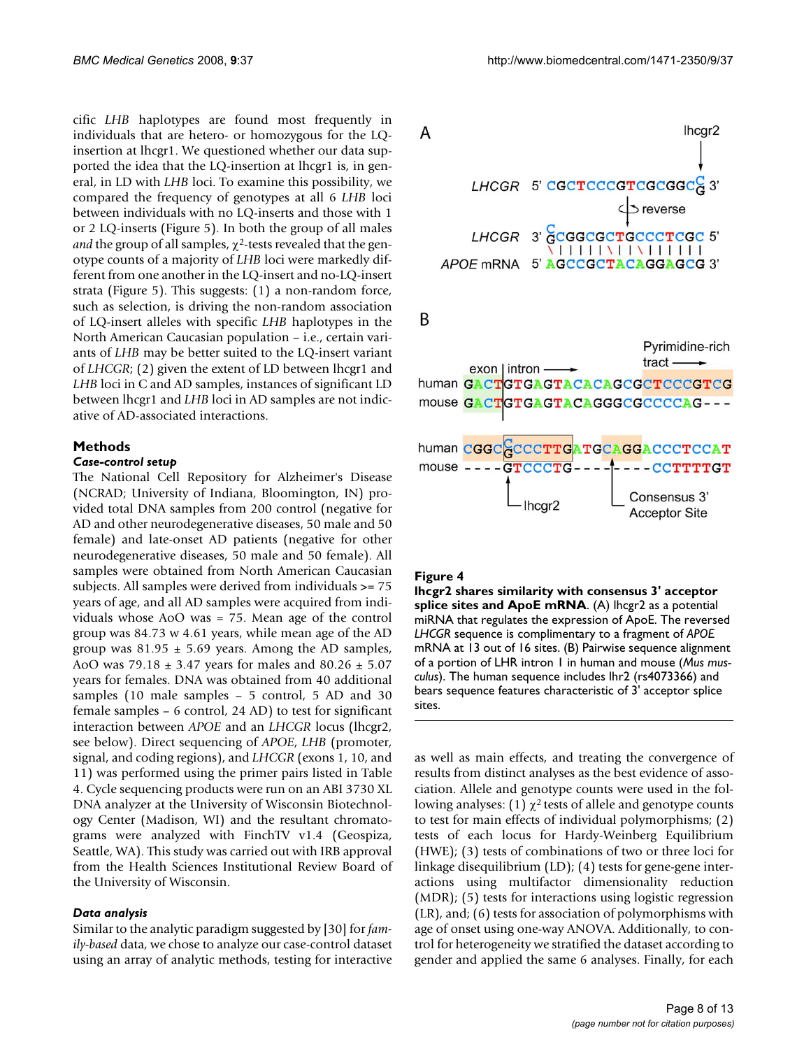cific *LHB* haplotypes are found most frequently in individuals that are hetero- or homozygous for the LQ-insertion at lhcgr1. We questioned whether our data supported the idea that the LQ-insertion at lhcgr1 is, in general, in LD with *LHB* loci. To examine this possibility, we compared the frequency of genotypes at all 6 *LHB* loci between individuals with no LQ-inserts and those with 1 or 2 LQ-inserts (Figure 5). In both the group of all males *and* the group of all samples, $\chi^2$-tests revealed that the genotype counts of a majority of *LHB* loci were markedly different from one another in the LQ-insert and no-LQ-insert strata (Figure 5). This suggests: (1) a non-random force, such as selection, is driving the non-random association of LQ-insert alleles with specific *LHB* haplotypes in the North American Caucasian population – i.e., certain variants of *LHB* may be better suited to the LQ-insert variant of *LHCGR*; (2) given the extent of LD between lhcgr1 and *LHB* loci in C and AD samples, instances of significant LD between lhcgr1 and *LHB* loci in AD samples are not indicative of AD-associated interactions.

## Methods

### *Case-control setup*

The National Cell Repository for Alzheimer's Disease (NCRAD; University of Indiana, Bloomington, IN) provided total DNA samples from 200 control (negative for AD and other neurodegenerative diseases, 50 male and 50 female) and late-onset AD patients (negative for other neurodegenerative diseases, 50 male and 50 female). All samples were obtained from North American Caucasian subjects. All samples were derived from individuals >= 75 years of age, and all AD samples were acquired from individuals whose AoO was = 75. Mean age of the control group was 84.73 w 4.61 years, while mean age of the AD group was 81.95 ± 5.69 years. Among the AD samples, AoO was 79.18 ± 3.47 years for males and 80.26 ± 5.07 years for females. DNA was obtained from 40 additional samples (10 male samples – 5 control, 5 AD and 30 female samples – 6 control, 24 AD) to test for significant interaction between *APOE* and an *LHCGR* locus (lhcgr2, see below). Direct sequencing of *APOE*, *LHB* (promoter, signal, and coding regions), and *LHCGR* (exons 1, 10, and 11) was performed using the primer pairs listed in Table 4. Cycle sequencing products were run on an ABI 3730 XL DNA analyzer at the University of Wisconsin Biotechnology Center (Madison, WI) and the resultant chromatograms were analyzed with FinchTV v1.4 (Geospiza, Seattle, WA). This study was carried out with IRB approval from the Health Sciences Institutional Review Board of the University of Wisconsin.

### *Data analysis*

Similar to the analytic paradigm suggested by [30] for *family-based* data, we chose to analyze our case-control dataset using an array of analytic methods, testing for interactive as well as main effects, and treating the convergence of results from distinct analyses as the best evidence of association. Allele and genotype counts were used in the following analyses: (1) $\chi^2$ tests of allele and genotype counts to test for main effects of individual polymorphisms; (2) tests of each locus for Hardy-Weinberg Equilibrium (HWE); (3) tests of combinations of two or three loci for linkage disequilibrium (LD); (4) tests for gene-gene interactions using multifactor dimensionality reduction (MDR); (5) tests for interactions using logistic regression (LR), and; (6) tests for association of polymorphisms with age of onset using one-way ANOVA. Additionally, to control for heterogeneity we stratified the dataset according to gender and applied the same 6 analyses. Finally, for each

**Figure 4**

**lhcgr2 shares similarity with consensus 3' acceptor splice sites and ApoE mRNA**. (A) lhcgr2 as a potential miRNA that regulates the expression of ApoE. The reversed *LHCGR* sequence is complimentary to a fragment of *APOE* mRNA at 13 out of 16 sites. (B) Pairwise sequence alignment of a portion of LHR intron 1 in human and mouse (*Mus musculus*). The human sequence includes lhr2 (rs4073366) and bears sequence features characteristic of 3' acceptor splice sites.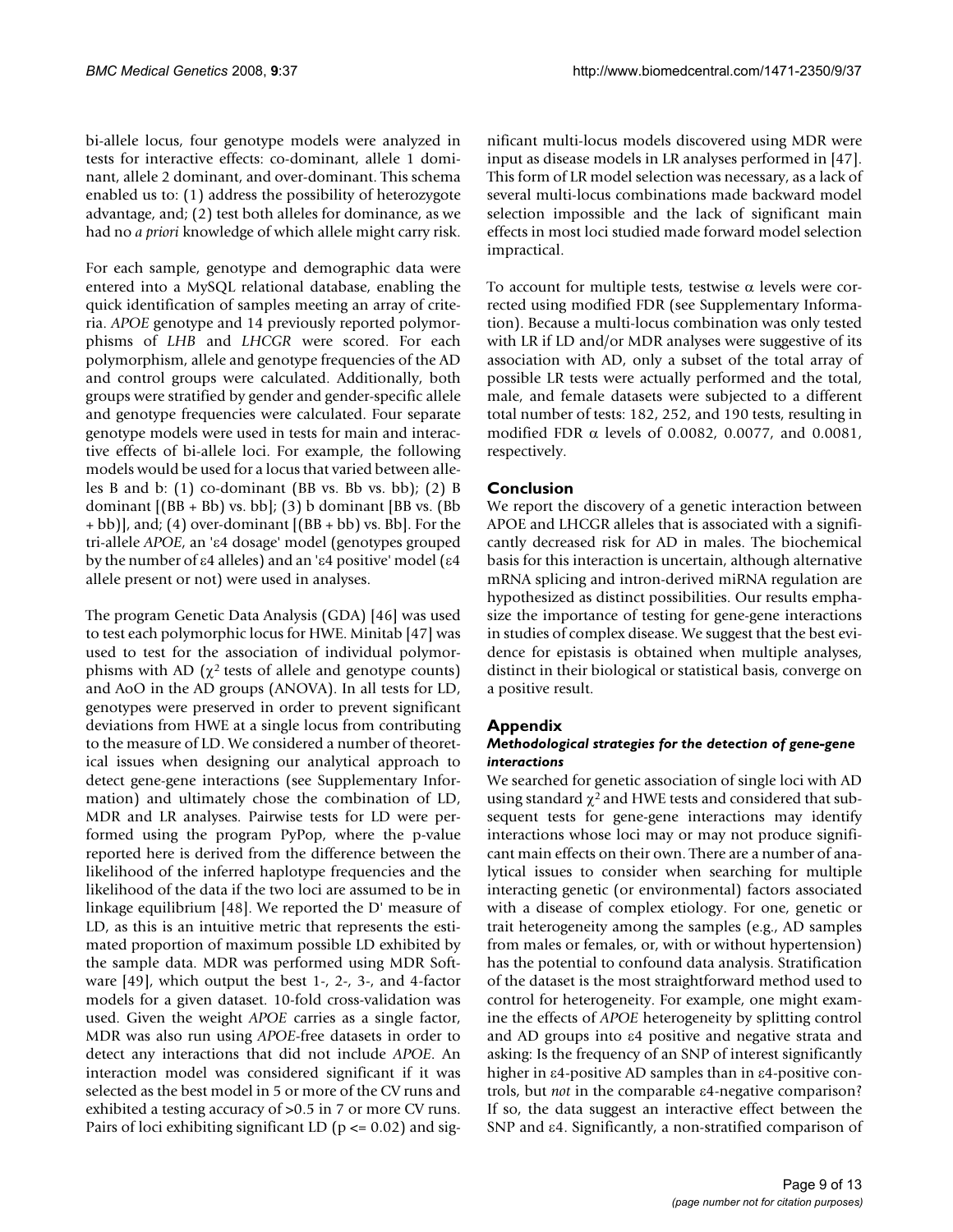bi-allele locus, four genotype models were analyzed in tests for interactive effects: co-dominant, allele 1 dominant, allele 2 dominant, and over-dominant. This schema enabled us to: (1) address the possibility of heterozygote advantage, and; (2) test both alleles for dominance, as we had no *a priori* knowledge of which allele might carry risk.

For each sample, genotype and demographic data were entered into a MySQL relational database, enabling the quick identification of samples meeting an array of criteria. *APOE* genotype and 14 previously reported polymorphisms of *LHB* and *LHCGR* were scored. For each polymorphism, allele and genotype frequencies of the AD and control groups were calculated. Additionally, both groups were stratified by gender and gender-specific allele and genotype frequencies were calculated. Four separate genotype models were used in tests for main and interactive effects of bi-allele loci. For example, the following models would be used for a locus that varied between alleles B and b: (1) co-dominant (BB vs. Bb vs. bb); (2) B dominant [(BB + Bb) vs. bb]; (3) b dominant [BB vs. (Bb + bb)], and; (4) over-dominant [(BB + bb) vs. Bb]. For the tri-allele *APOE*, an 'ε4 dosage' model (genotypes grouped by the number of ε4 alleles) and an 'ε4 positive' model (ε4 allele present or not) were used in analyses.

The program Genetic Data Analysis (GDA) [46] was used to test each polymorphic locus for HWE. Minitab [47] was used to test for the association of individual polymorphisms with AD ($\chi^2$ tests of allele and genotype counts) and AoO in the AD groups (ANOVA). In all tests for LD, genotypes were preserved in order to prevent significant deviations from HWE at a single locus from contributing to the measure of LD. We considered a number of theoretical issues when designing our analytical approach to detect gene-gene interactions (see Supplementary Information) and ultimately chose the combination of LD, MDR and LR analyses. Pairwise tests for LD were performed using the program PyPop, where the p-value reported here is derived from the difference between the likelihood of the inferred haplotype frequencies and the likelihood of the data if the two loci are assumed to be in linkage equilibrium [48]. We reported the D' measure of LD, as this is an intuitive metric that represents the estimated proportion of maximum possible LD exhibited by the sample data. MDR was performed using MDR Software [49], which output the best 1-, 2-, 3-, and 4-factor models for a given dataset. 10-fold cross-validation was used. Given the weight *APOE* carries as a single factor, MDR was also run using *APOE*-free datasets in order to detect any interactions that did not include *APOE*. An interaction model was considered significant if it was selected as the best model in 5 or more of the CV runs and exhibited a testing accuracy of >0.5 in 7 or more CV runs. Pairs of loci exhibiting significant LD ($p <= 0.02$) and significant multi-locus models discovered using MDR were input as disease models in LR analyses performed in [47]. This form of LR model selection was necessary, as a lack of several multi-locus combinations made backward model selection impossible and the lack of significant main effects in most loci studied made forward model selection impractical.

To account for multiple tests, testwise $\alpha$ levels were corrected using modified FDR (see Supplementary Information). Because a multi-locus combination was only tested with LR if LD and/or MDR analyses were suggestive of its association with AD, only a subset of the total array of possible LR tests were actually performed and the total, male, and female datasets were subjected to a different total number of tests: 182, 252, and 190 tests, resulting in modified FDR $\alpha$ levels of 0.0082, 0.0077, and 0.0081, respectively.

## Conclusion

We report the discovery of a genetic interaction between APOE and LHCGR alleles that is associated with a significantly decreased risk for AD in males. The biochemical basis for this interaction is uncertain, although alternative mRNA splicing and intron-derived miRNA regulation are hypothesized as distinct possibilities. Our results emphasize the importance of testing for gene-gene interactions in studies of complex disease. We suggest that the best evidence for epistasis is obtained when multiple analyses, distinct in their biological or statistical basis, converge on a positive result.

## Appendix

### *Methodological strategies for the detection of gene-gene interactions*

We searched for genetic association of single loci with AD using standard $\chi^2$ and HWE tests and considered that subsequent tests for gene-gene interactions may identify interactions whose loci may or may not produce significant main effects on their own. There are a number of analytical issues to consider when searching for multiple interacting genetic (or environmental) factors associated with a disease of complex etiology. For one, genetic or trait heterogeneity among the samples (e.g., AD samples from males or females, or, with or without hypertension) has the potential to confound data analysis. Stratification of the dataset is the most straightforward method used to control for heterogeneity. For example, one might examine the effects of *APOE* heterogeneity by splitting control and AD groups into ε4 positive and negative strata and asking: Is the frequency of an SNP of interest significantly higher in ε4-positive AD samples than in ε4-positive controls, but *not* in the comparable ε4-negative comparison? If so, the data suggest an interactive effect between the SNP and ε4. Significantly, a non-stratified comparison of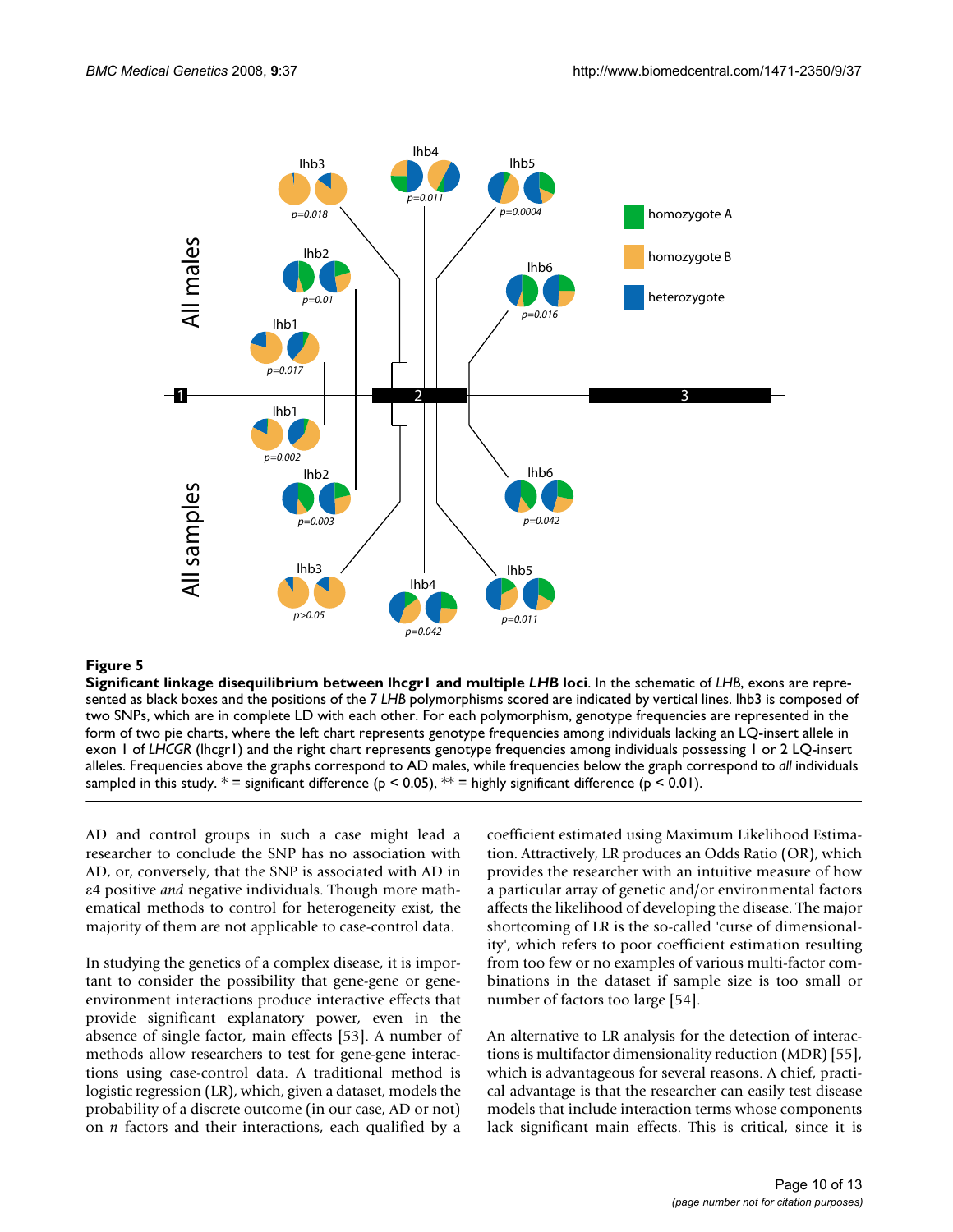**Figure 5**

**Significant linkage disequilibrium between lhcgr1 and multiple *LHB* loci**. In the schematic of *LHB*, exons are represented as black boxes and the positions of the 7 *LHB* polymorphisms scored are indicated by vertical lines. lhb3 is composed of two SNPs, which are in complete LD with each other. For each polymorphism, genotype frequencies are represented in the form of two pie charts, where the left chart represents genotype frequencies among individuals lacking an LQ-insert allele in exon 1 of *LHCGR* (lhcgr1) and the right chart represents genotype frequencies among individuals possessing 1 or 2 LQ-insert alleles. Frequencies above the graphs correspond to AD males, while frequencies below the graph correspond to *all* individuals sampled in this study. * = significant difference ($p < 0.05$), ** = highly significant difference ($p < 0.01$).

AD and control groups in such a case might lead a researcher to conclude the SNP has no association with AD, or, conversely, that the SNP is associated with AD in ε4 positive *and* negative individuals. Though more mathematical methods to control for heterogeneity exist, the majority of them are not applicable to case-control data.

In studying the genetics of a complex disease, it is important to consider the possibility that gene-gene or gene-environment interactions produce interactive effects that provide significant explanatory power, even in the absence of single factor, main effects [53]. A number of methods allow researchers to test for gene-gene interactions using case-control data. A traditional method is logistic regression (LR), which, given a dataset, models the probability of a discrete outcome (in our case, AD or not) on *n* factors and their interactions, each qualified by a coefficient estimated using Maximum Likelihood Estimation. Attractively, LR produces an Odds Ratio (OR), which provides the researcher with an intuitive measure of how a particular array of genetic and/or environmental factors affects the likelihood of developing the disease. The major shortcoming of LR is the so-called 'curse of dimensionality', which refers to poor coefficient estimation resulting from too few or no examples of various multi-factor combinations in the dataset if sample size is too small or number of factors too large [54].

An alternative to LR analysis for the detection of interactions is multifactor dimensionality reduction (MDR) [55], which is advantageous for several reasons. A chief, practical advantage is that the researcher can easily test disease models that include interaction terms whose components lack significant main effects. This is critical, since it is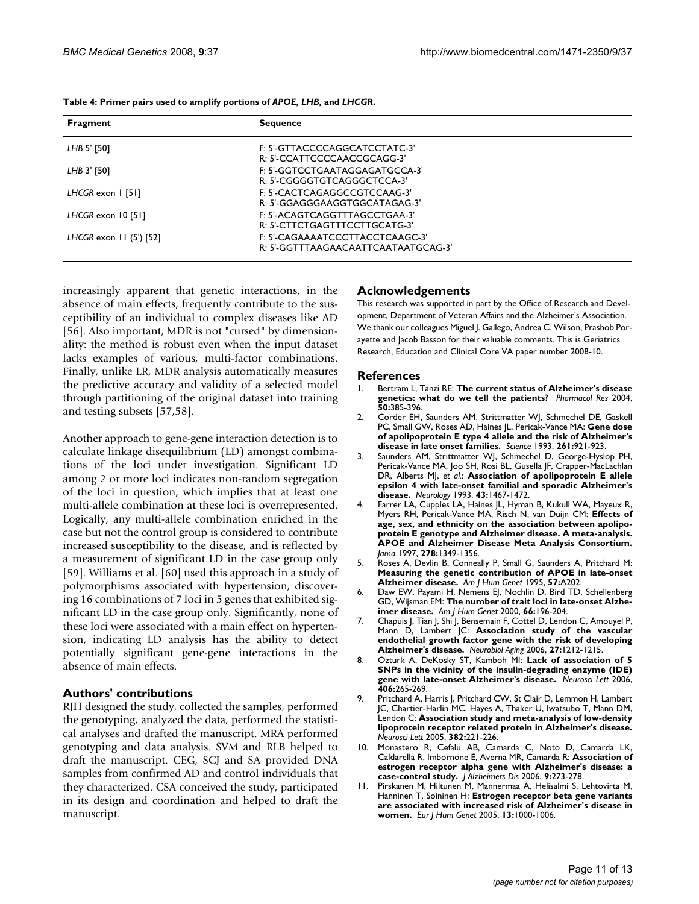**Table 4: Primer pairs used to amplify portions of *APOE*, *LHB*, and *LHCGR*.**

| Fragment | Sequence |
| --- | --- |
| *LHB* 5' [50] | F: 5'-GTTACCCCAGGCATCCTATC-3'<br>R: 5'-CCATTCCCCAACCGCAGG-3' |
| *LHB* 3' [50] | F: 5'-GGTCCTGAATAGGAGATGCCA-3'<br>R: 5'-CGGGGTGTCAGGGCTCCA-3' |
| *LHCGR* exon 1 [51] | F: 5'-CACTCAGAGGCCGTCCAAG-3'<br>R: 5'-GGAGGGAAGGTGGCATAGAG-3' |
| *LHCGR* exon 10 [51] | F: 5'-ACAGTCAGGTTTAGCCTGAA-3'<br>R: 5'-CTTCTGAGTTTCCTTGCATG-3' |
| *LHCGR* exon 11 (5') [52] | F: 5'-CAGAAAATCCCTTACCTCAAGC-3'<br>R: 5'-GGTTTAAGAACAATTCAATAATGCAG-3' |

increasingly apparent that genetic interactions, in the absence of main effects, frequently contribute to the susceptibility of an individual to complex diseases like AD [56]. Also important, MDR is not "cursed" by dimensionality: the method is robust even when the input dataset lacks examples of various, multi-factor combinations. Finally, unlike LR, MDR analysis automatically measures the predictive accuracy and validity of a selected model through partitioning of the original dataset into training and testing subsets [57,58].

Another approach to gene-gene interaction detection is to calculate linkage disequilibrium (LD) amongst combinations of the loci under investigation. Significant LD among 2 or more loci indicates non-random segregation of the loci in question, which implies that at least one multi-allele combination at these loci is overrepresented. Logically, any multi-allele combination enriched in the case but not the control group is considered to contribute increased susceptibility to the disease, and is reflected by a measurement of significant LD in the case group only [59]. Williams et al. [60] used this approach in a study of polymorphisms associated with hypertension, discovering 16 combinations of 7 loci in 5 genes that exhibited significant LD in the case group only. Significantly, none of these loci were associated with a main effect on hypertension, indicating LD analysis has the ability to detect potentially significant gene-gene interactions in the absence of main effects.

## Authors' contributions

RJH designed the study, collected the samples, performed the genotyping, analyzed the data, performed the statistical analyses and drafted the manuscript. MRA performed genotyping and data analysis. SVM and RLB helped to draft the manuscript. CEG, SCJ and SA provided DNA samples from confirmed AD and control individuals that they characterized. CSA conceived the study, participated in its design and coordination and helped to draft the manuscript.

## Acknowledgements

This research was supported in part by the Office of Research and Development, Department of Veteran Affairs and the Alzheimer's Association. We thank our colleagues Miguel J. Gallego, Andrea C. Wilson, Prashob Porayette and Jacob Basson for their valuable comments. This is Geriatrics Research, Education and Clinical Core VA paper number 2008-10.

## References

1. Bertram L, Tanzi RE: **The current status of Alzheimer's disease genetics: what do we tell the patients?** *Pharmacol Res* 2004, **50:**385-396.
2. Corder EH, Saunders AM, Strittmatter WJ, Schmechel DE, Gaskell PC, Small GW, Roses AD, Haines JL, Pericak-Vance MA: **Gene dose of apolipoprotein E type 4 allele and the risk of Alzheimer's disease in late onset families.** *Science* 1993, **261:**921-923.
3. Saunders AM, Strittmatter WJ, Schmechel D, George-Hyslop PH, Pericak-Vance MA, Joo SH, Rosi BL, Gusella JF, Crapper-MacLachlan DR, Alberts MJ, *et al.*: **Association of apolipoprotein E allele epsilon 4 with late-onset familial and sporadic Alzheimer's disease.** *Neurology* 1993, **43:**1467-1472.
4. Farrer LA, Cupples LA, Haines JL, Hyman B, Kukull WA, Mayeux R, Myers RH, Pericak-Vance MA, Risch N, van Duijn CM: **Effects of age, sex, and ethnicity on the association between apolipoprotein E genotype and Alzheimer disease. A meta-analysis. APOE and Alzheimer Disease Meta Analysis Consortium.** *Jama* 1997, **278:**1349-1356.
5. Roses A, Devlin B, Conneally P, Small G, Saunders A, Pritchard M: **Measuring the genetic contribution of APOE in late-onset Alzheimer disease.** *Am J Hum Genet* 1995, **57:**A202.
6. Daw EW, Payami H, Nemens EJ, Nochlin D, Bird TD, Schellenberg GD, Wijsman EM: **The number of trait loci in late-onset Alzheimer disease.** *Am J Hum Genet* 2000, **66:**196-204.
7. Chapuis J, Tian J, Shi J, Bensemain F, Cottel D, Lendon C, Amouyel P, Mann D, Lambert JC: **Association study of the vascular endothelial growth factor gene with the risk of developing Alzheimer's disease.** *Neurobiol Aging* 2006, **27:**1212-1215.
8. Ozturk A, DeKosky ST, Kamboh MI: **Lack of association of 5 SNPs in the vicinity of the insulin-degrading enzyme (IDE) gene with late-onset Alzheimer's disease.** *Neurosci Lett* 2006, **406:**265-269.
9. Pritchard A, Harris J, Pritchard CW, St Clair D, Lemmon H, Lambert JC, Chartier-Harlin MC, Hayes A, Thaker U, Iwatsubo T, Mann DM, Lendon C: **Association study and meta-analysis of low-density lipoprotein receptor related protein in Alzheimer's disease.** *Neurosci Lett* 2005, **382:**221-226.
10. Monastero R, Cefalu AB, Camarda C, Noto D, Camarda LK, Caldarella R, Imbornone E, Averna MR, Camarda R: **Association of estrogen receptor alpha gene with Alzheimer's disease: a case-control study.** *J Alzheimers Dis* 2006, **9:**273-278.
11. Pirskanen M, Hiltunen M, Mannermaa A, Helisalmi S, Lehtovirta M, Hanninen T, Soininen H: **Estrogen receptor beta gene variants are associated with increased risk of Alzheimer's disease in women.** *Eur J Hum Genet* 2005, **13:**1000-1006.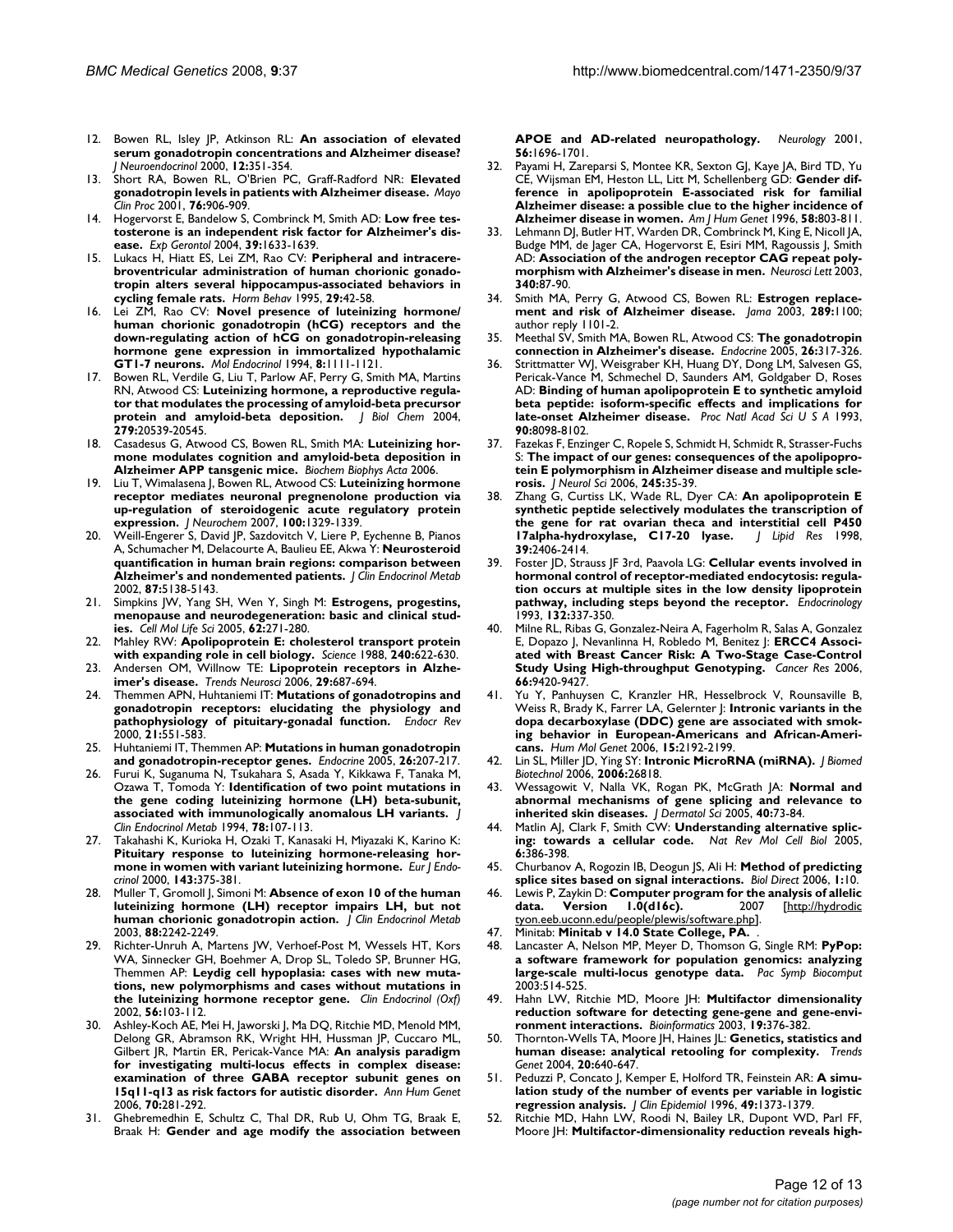12. Bowen RL, Isley JP, Atkinson RL: **An association of elevated serum gonadotropin concentrations and Alzheimer disease?** *J Neuroendocrinol* 2000, **12:**351-354.
13. Short RA, Bowen RL, O'Brien PC, Graff-Radford NR: **Elevated gonadotropin levels in patients with Alzheimer disease.** *Mayo Clin Proc* 2001, **76:**906-909.
14. Hogervorst E, Bandelow S, Combrinck M, Smith AD: **Low free testosterone is an independent risk factor for Alzheimer's disease.** *Exp Gerontol* 2004, **39:**1633-1639.
15. Lukacs H, Hiatt ES, Lei ZM, Rao CV: **Peripheral and intracerebroventricular administration of human chorionic gonadotropin alters several hippocampus-associated behaviors in cycling female rats.** *Horm Behav* 1995, **29:**42-58.
16. Lei ZM, Rao CV: **Novel presence of luteinizing hormone/ human chorionic gonadotropin (hCG) receptors and the down-regulating action of hCG on gonadotropin-releasing hormone gene expression in immortalized hypothalamic GT1-7 neurons.** *Mol Endocrinol* 1994, **8:**1111-1121.
17. Bowen RL, Verdile G, Liu T, Parlow AF, Perry G, Smith MA, Martins RN, Atwood CS: **Luteinizing hormone, a reproductive regulator that modulates the processing of amyloid-beta precursor protein and amyloid-beta deposition.** *J Biol Chem* 2004, **279:**20539-20545.
18. Casadesus G, Atwood CS, Bowen RL, Smith MA: **Luteinizing hormone modulates cognition and amyloid-beta deposition in Alzheimer APP tansgenic mice.** *Biochem Biophys Acta* 2006.
19. Liu T, Wimalasena J, Bowen RL, Atwood CS: **Luteinizing hormone receptor mediates neuronal pregnenolone production via up-regulation of steroidogenic acute regulatory protein expression.** *J Neurochem* 2007, **100:**1329-1339.
20. Weill-Engerer S, David JP, Sazdovitch V, Liere P, Eychenne B, Pianos A, Schumacher M, Delacourte A, Baulieu EE, Akwa Y: **Neurosteroid quantification in human brain regions: comparison between Alzheimer's and nondemented patients.** *J Clin Endocrinol Metab* 2002, **87:**5138-5143.
21. Simpkins JW, Yang SH, Wen Y, Singh M: **Estrogens, progestins, menopause and neurodegeneration: basic and clinical studies.** *Cell Mol Life Sci* 2005, **62:**271-280.
22. Mahley RW: **Apolipoprotein E: cholesterol transport protein with expanding role in cell biology.** *Science* 1988, **240:**622-630.
23. Andersen OM, Willnow TE: **Lipoprotein receptors in Alzheimer's disease.** *Trends Neurosci* 2006, **29:**687-694.
24. Themmen APN, Huhtaniemi IT: **Mutations of gonadotropins and gonadotropin receptors: elucidating the physiology and pathophysiology of pituitary-gonadal function.** *Endocr Rev* 2000, **21:**551-583.
25. Huhtaniemi IT, Themmen AP: **Mutations in human gonadotropin and gonadotropin-receptor genes.** *Endocrine* 2005, **26:**207-217.
26. Furui K, Suganuma N, Tsukahara S, Asada Y, Kikkawa F, Tanaka M, Ozawa T, Tomoda Y: **Identification of two point mutations in the gene coding luteinizing hormone (LH) beta-subunit, associated with immunologically anomalous LH variants.** *J Clin Endocrinol Metab* 1994, **78:**107-113.
27. Takahashi K, Kurioka H, Ozaki T, Kanasaki H, Miyazaki K, Karino K: **Pituitary response to luteinizing hormone-releasing hormone in women with variant luteinizing hormone.** *Eur J Endocrinol* 2000, **143:**375-381.
28. Muller T, Gromoll J, Simoni M: **Absence of exon 10 of the human luteinizing hormone (LH) receptor impairs LH, but not human chorionic gonadotropin action.** *J Clin Endocrinol Metab* 2003, **88:**2242-2249.
29. Richter-Unruh A, Martens JW, Verhoef-Post M, Wessels HT, Kors WA, Sinnecker GH, Boehmer A, Drop SL, Toledo SP, Brunner HG, Themmen AP: **Leydig cell hypoplasia: cases with new mutations, new polymorphisms and cases without mutations in the luteinizing hormone receptor gene.** *Clin Endocrinol (Oxf)* 2002, **56:**103-112.
30. Ashley-Koch AE, Mei H, Jaworski J, Ma DQ, Ritchie MD, Menold MM, Delong GR, Abramson RK, Wright HH, Hussman JP, Cuccaro ML, Gilbert JR, Martin ER, Pericak-Vance MA: **An analysis paradigm for investigating multi-locus effects in complex disease: examination of three GABA receptor subunit genes on 15q11-q13 as risk factors for autistic disorder.** *Ann Hum Genet* 2006, **70:**281-292.
31. Ghebremedhin E, Schultz C, Thal DR, Rub U, Ohm TG, Braak E, Braak H: **Gender and age modify the association between APOE and AD-related neuropathology.** *Neurology* 2001, **56:**1696-1701.
32. Payami H, Zareparsi S, Montee KR, Sexton GJ, Kaye JA, Bird TD, Yu CE, Wijsman EM, Heston LL, Litt M, Schellenberg GD: **Gender difference in apolipoprotein E-associated risk for familial Alzheimer disease: a possible clue to the higher incidence of Alzheimer disease in women.** *Am J Hum Genet* 1996, **58:**803-811.
33. Lehmann DJ, Butler HT, Warden DR, Combrinck M, King E, Nicoll JA, Budge MM, de Jager CA, Hogervorst E, Esiri MM, Ragoussis J, Smith AD: **Association of the androgen receptor CAG repeat polymorphism with Alzheimer's disease in men.** *Neurosci Lett* 2003, **340:**87-90.
34. Smith MA, Perry G, Atwood CS, Bowen RL: **Estrogen replacement and risk of Alzheimer disease.** *Jama* 2003, **289:**1100; author reply 1101-2.
35. Meethal SV, Smith MA, Bowen RL, Atwood CS: **The gonadotropin connection in Alzheimer's disease.** *Endocrine* 2005, **26:**317-326.
36. Strittmatter WJ, Weisgraber KH, Huang DY, Dong LM, Salvesen GS, Pericak-Vance M, Schmechel D, Saunders AM, Goldgaber D, Roses AD: **Binding of human apolipoprotein E to synthetic amyloid beta peptide: isoform-specific effects and implications for late-onset Alzheimer disease.** *Proc Natl Acad Sci U S A* 1993, **90:**8098-8102.
37. Fazekas F, Enzinger C, Ropele S, Schmidt H, Schmidt R, Strasser-Fuchs S: **The impact of our genes: consequences of the apolipoprotein E polymorphism in Alzheimer disease and multiple sclerosis.** *J Neurol Sci* 2006, **245:**35-39.
38. Zhang G, Curtiss LK, Wade RL, Dyer CA: **An apolipoprotein E synthetic peptide selectively modulates the transcription of the gene for rat ovarian theca and interstitial cell P450 17alpha-hydroxylase, C17-20 lyase.** *J Lipid Res* 1998, **39:**2406-2414.
39. Foster JD, Strauss JF 3rd, Paavola LG: **Cellular events involved in hormonal control of receptor-mediated endocytosis: regulation occurs at multiple sites in the low density lipoprotein pathway, including steps beyond the receptor.** *Endocrinology* 1993, **132:**337-350.
40. Milne RL, Ribas G, Gonzalez-Neira A, Fagerholm R, Salas A, Gonzalez E, Dopazo J, Nevanlinna H, Robledo M, Benitez J: **ERCC4 Associated with Breast Cancer Risk: A Two-Stage Case-Control Study Using High-throughput Genotyping.** *Cancer Res* 2006, **66:**9420-9427.
41. Yu Y, Panhuysen C, Kranzler HR, Hesselbrock V, Rounsaville B, Weiss R, Brady K, Farrer LA, Gelernter J: **Intronic variants in the dopa decarboxylase (DDC) gene are associated with smoking behavior in European-Americans and African-Americans.** *Hum Mol Genet* 2006, **15:**2192-2199.
42. Lin SL, Miller JD, Ying SY: **Intronic MicroRNA (miRNA).** *J Biomed Biotechnol* 2006, **2006:**26818.
43. Wessagowit V, Nalla VK, Rogan PK, McGrath JA: **Normal and abnormal mechanisms of gene splicing and relevance to inherited skin diseases.** *J Dermatol Sci* 2005, **40:**73-84.
44. Matlin AJ, Clark F, Smith CW: **Understanding alternative splicing: towards a cellular code.** *Nat Rev Mol Cell Biol* 2005, **6:**386-398.
45. Churbanov A, Rogozin IB, Deogun JS, Ali H: **Method of predicting splice sites based on signal interactions.** *Biol Direct* 2006, **1:**10.
46. Lewis P, Zaykin D: **Computer program for the analysis of allelic data. Version 1.0(d16c).** 2007 [http://hydrodictyon.eeb.uconn.edu/people/plewis/software.php].
47. Minitab: **Minitab v 14.0 State College, PA.** .
48. Lancaster A, Nelson MP, Meyer D, Thomson G, Single RM: **PyPop: a software framework for population genomics: analyzing large-scale multi-locus genotype data.** *Pac Symp Biocomput* 2003:514-525.
49. Hahn LW, Ritchie MD, Moore JH: **Multifactor dimensionality reduction software for detecting gene-gene and gene-environment interactions.** *Bioinformatics* 2003, **19:**376-382.
50. Thornton-Wells TA, Moore JH, Haines JL: **Genetics, statistics and human disease: analytical retooling for complexity.** *Trends Genet* 2004, **20:**640-647.
51. Peduzzi P, Concato J, Kemper E, Holford TR, Feinstein AR: **A simulation study of the number of events per variable in logistic regression analysis.** *J Clin Epidemiol* 1996, **49:**1373-1379.
52. Ritchie MD, Hahn LW, Roodi N, Bailey LR, Dupont WD, Parl FF, Moore JH: **Multifactor-dimensionality reduction reveals high-**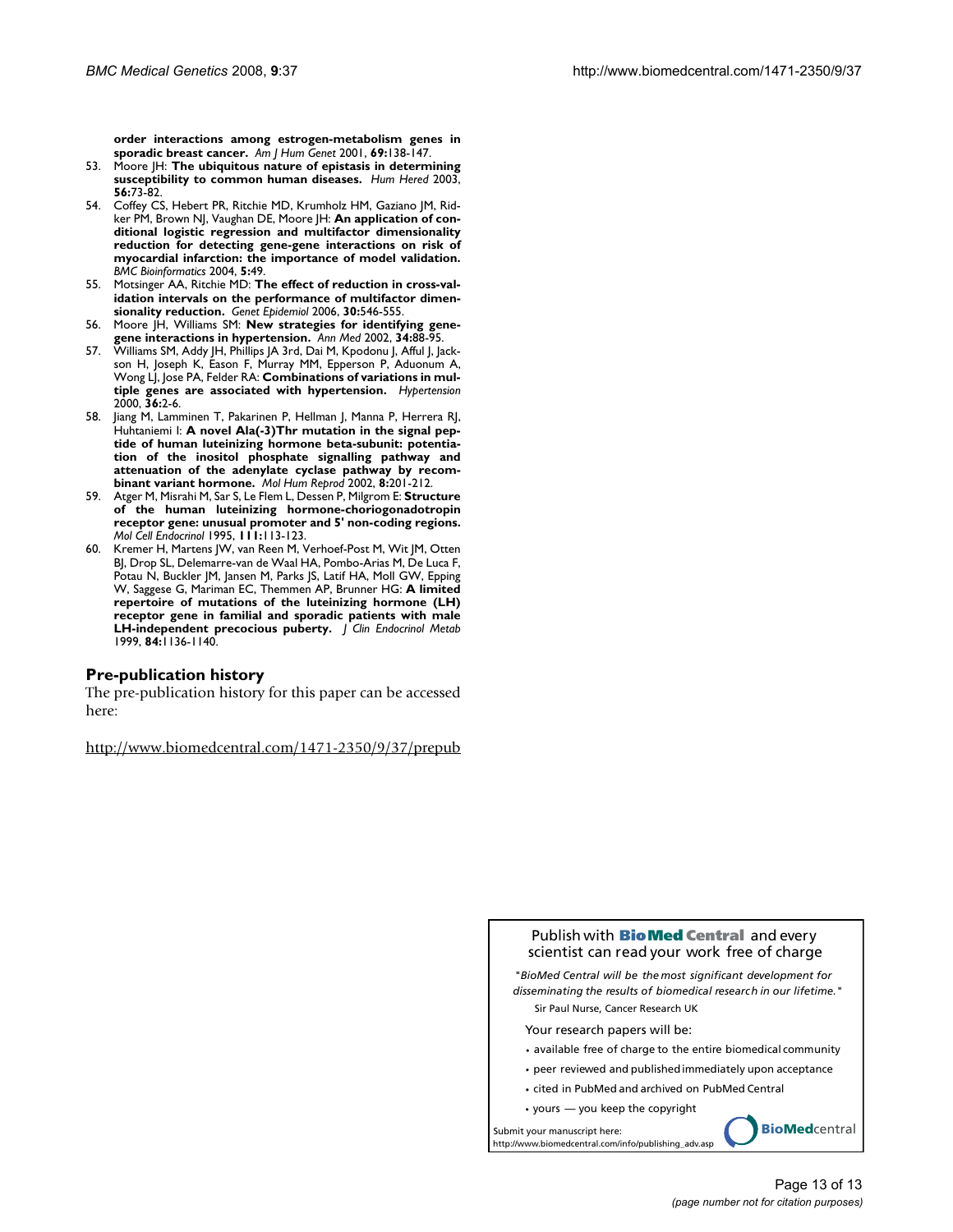**order interactions among estrogen-metabolism genes in sporadic breast cancer.** *Am J Hum Genet* 2001, **69:**138-147.

53. Moore JH: **The ubiquitous nature of epistasis in determining susceptibility to common human diseases.** *Hum Hered* 2003, **56:**73-82.
54. Coffey CS, Hebert PR, Ritchie MD, Krumholz HM, Gaziano JM, Ridker PM, Brown NJ, Vaughan DE, Moore JH: **An application of conditional logistic regression and multifactor dimensionality reduction for detecting gene-gene interactions on risk of myocardial infarction: the importance of model validation.** *BMC Bioinformatics* 2004, **5:**49.
55. Motsinger AA, Ritchie MD: **The effect of reduction in cross-validation intervals on the performance of multifactor dimensionality reduction.** *Genet Epidemiol* 2006, **30:**546-555.
56. Moore JH, Williams SM: **New strategies for identifying gene-gene interactions in hypertension.** *Ann Med* 2002, **34:**88-95.
57. Williams SM, Addy JH, Phillips JA 3rd, Dai M, Kpodonu J, Afful J, Jackson H, Joseph K, Eason F, Murray MM, Epperson P, Aduonum A, Wong LJ, Jose PA, Felder RA: **Combinations of variations in multiple genes are associated with hypertension.** *Hypertension* 2000, **36:**2-6.
58. Jiang M, Lamminen T, Pakarinen P, Hellman J, Manna P, Herrera RJ, Huhtaniemi I: **A novel Ala(-3)Thr mutation in the signal peptide of human luteinizing hormone beta-subunit: potentiation of the inositol phosphate signalling pathway and attenuation of the adenylate cyclase pathway by recombinant variant hormone.** *Mol Hum Reprod* 2002, **8:**201-212.
59. Atger M, Misrahi M, Sar S, Le Flem L, Dessen P, Milgrom E: **Structure of the human luteinizing hormone-choriogonadotropin receptor gene: unusual promoter and 5' non-coding regions.** *Mol Cell Endocrinol* 1995, **111:**113-123.
60. Kremer H, Martens JW, van Reen M, Verhoef-Post M, Wit JM, Otten BJ, Drop SL, Delemarre-van de Waal HA, Pombo-Arias M, De Luca F, Potau N, Buckler JM, Jansen M, Parks JS, Latif HA, Moll GW, Epping W, Saggese G, Mariman EC, Themmen AP, Brunner HG: **A limited repertoire of mutations of the luteinizing hormone (LH) receptor gene in familial and sporadic patients with male LH-independent precocious puberty.** *J Clin Endocrinol Metab* 1999, **84:**1136-1140.

## Pre-publication history

The pre-publication history for this paper can be accessed here:

http://www.biomedcentral.com/1471-2350/9/37/prepub

Publish with **BioMed Central** and every scientist can read your work free of charge

*"BioMed Central will be the most significant development for disseminating the results of biomedical research in our lifetime."*

Sir Paul Nurse, Cancer Research UK

Your research papers will be:

- available free of charge to the entire biomedical community
- peer reviewed and published immediately upon acceptance
- cited in PubMed and archived on PubMed Central
- yours — you keep the copyright

Submit your manuscript here:
http://www.biomedcentral.com/info/publishing_adv.asp

**BioMed**central